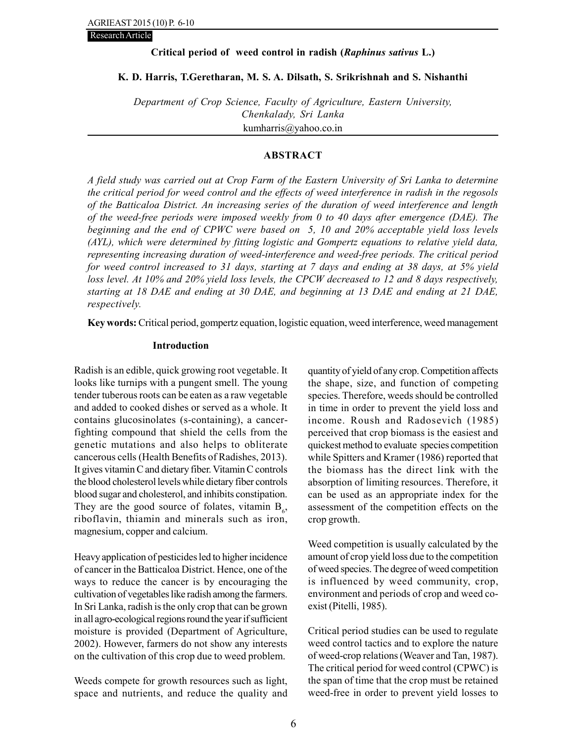Research Article

# Critical period of weed control in radish (*Raphinus sativus* L.)

**K. D. Harris, T.Geretharan, M. S. A. Dilsath, S. Srikrishnah and S. Nishanthi**

*Department of Crop Science, Faculty of Agriculture, Eastern University, Chenkalady, Sri Lanka*

kumharris@yahoo.co.in

## ABSTRACT

*A field study was carried out at Crop Farm of the Eastern University of Sri Lanka to determine the critical period for weed control and the effects of weed interference in radish in the regosols of the Batticaloa District. An increasing series of the duration of weed interference and length of the weed-free periods were imposed weekly from 0 to 40 days after emergence (DAE). The beginning and the end of CPWC were based on 5, 10 and 20% acceptable yield loss levels (AYL), which were determined by fitting logistic and Gompertz equations to relative yield data, representing increasing duration of weed-interference and weed-free periods. The critical period for weed control increased to 31 days, starting at 7 days and ending at 38 days, at 5% yield loss level. At 10% and 20% yield loss levels, the CPCW decreased to 12 and 8 days respectively, starting at 18 DAE and ending at 30 DAE, and beginning at 13 DAE and ending at 21 DAE, respectively.*

**Key words:** Critical period, gompertz equation, logistic equation, weed interference, weed management

## Introduction

Radish is an edible, quick growing root vegetable. It looks like turnips with a pungent smell. The young tender tuberous roots can be eaten as a raw vegetable and added to cooked dishes or served as a whole. It contains glucosinolates (s-containing), a cancer-fighting compound that shield the cells from the genetic mutations and also helps to obliterate cancerous cells (Health Benefits of Radishes, 2013). It gives vitamin C and dietary fiber. Vitamin C controls the blood cholesterol levels while dietary fiber controls blood sugar and cholesterol, and inhibits constipation. They are the good source of folates, vitamin $B_6$, riboflavin, thiamin and minerals such as iron, magnesium, copper and calcium.

Heavy application of pesticides led to higher incidence of cancer in the Batticaloa District. Hence, one of the ways to reduce the cancer is by encouraging the cultivation of vegetables like radish among the farmers. In Sri Lanka, radish is the only crop that can be grown in all agro-ecological regions round the year if sufficient moisture is provided (Department of Agriculture, 2002). However, farmers do not show any interests on the cultivation of this crop due to weed problem.

Weeds compete for growth resources such as light, space and nutrients, and reduce the quality and quantity of yield of any crop. Competition affects the shape, size, and function of competing species. Therefore, weeds should be controlled in time in order to prevent the yield loss and income. Roush and Radosevich (1985) perceived that crop biomass is the easiest and quickest method to evaluate species competition while Spitters and Kramer (1986) reported that the biomass has the direct link with the absorption of limiting resources. Therefore, it can be used as an appropriate index for the assessment of the competition effects on the crop growth.

Weed competition is usually calculated by the amount of crop yield loss due to the competition of weed species. The degree of weed competition is influenced by weed community, crop, environment and periods of crop and weed co-exist (Pitelli, 1985).

Critical period studies can be used to regulate weed control tactics and to explore the nature of weed-crop relations (Weaver and Tan, 1987). The critical period for weed control (CPWC) is the span of time that the crop must be retained weed-free in order to prevent yield losses to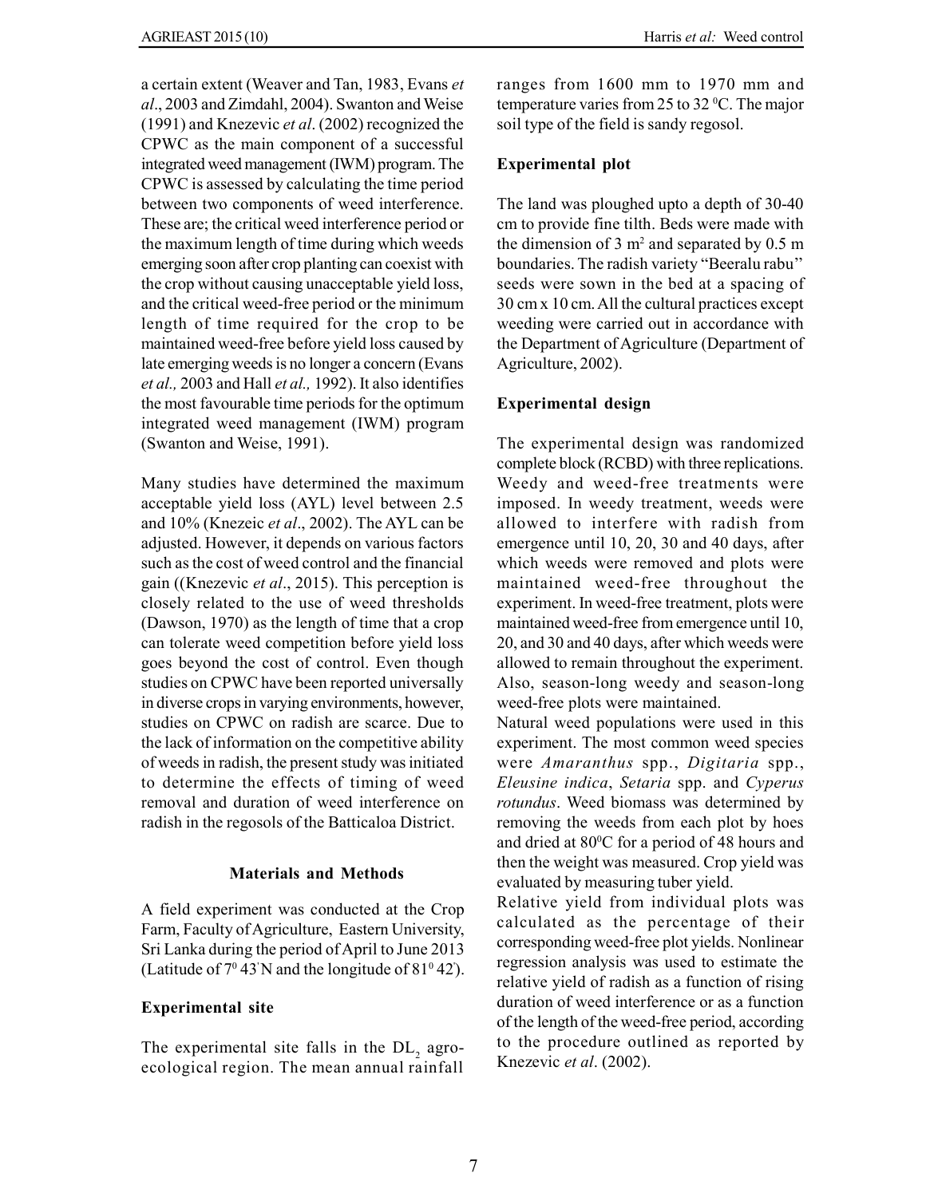a certain extent (Weaver and Tan, 1983, Evans *et al*., 2003 and Zimdahl, 2004). Swanton and Weise (1991) and Knezevic *et al*. (2002) recognized the CPWC as the main component of a successful integrated weed management (IWM) program. The CPWC is assessed by calculating the time period between two components of weed interference. These are; the critical weed interference period or the maximum length of time during which weeds emerging soon after crop planting can coexist with the crop without causing unacceptable yield loss, and the critical weed-free period or the minimum length of time required for the crop to be maintained weed-free before yield loss caused by late emerging weeds is no longer a concern (Evans *et al.,* 2003 and Hall *et al.,* 1992). It also identifies the most favourable time periods for the optimum integrated weed management (IWM) program (Swanton and Weise, 1991).

Many studies have determined the maximum acceptable yield loss (AYL) level between 2.5 and 10% (Knezeic *et al*., 2002). The AYL can be adjusted. However, it depends on various factors such as the cost of weed control and the financial gain ((Knezevic *et al*., 2015). This perception is closely related to the use of weed thresholds (Dawson, 1970) as the length of time that a crop can tolerate weed competition before yield loss goes beyond the cost of control. Even though studies on CPWC have been reported universally in diverse crops in varying environments, however, studies on CPWC on radish are scarce. Due to the lack of information on the competitive ability of weeds in radish, the present study was initiated to determine the effects of timing of weed removal and duration of weed interference on radish in the regosols of the Batticaloa District.

## Materials and Methods

A field experiment was conducted at the Crop Farm, Faculty of Agriculture, Eastern University, Sri Lanka during the period of April to June 2013 (Latitude of $7^0\,43'$N and the longitude of $81^0\,42'$).

### Experimental site

The experimental site falls in the $DL_2$ agro-ecological region. The mean annual rainfall ranges from 1600 mm to 1970 mm and temperature varies from 25 to 32 $^0$C. The major soil type of the field is sandy regosol.

### Experimental plot

The land was ploughed upto a depth of 30-40 cm to provide fine tilth. Beds were made with the dimension of 3 $m^2$ and separated by 0.5 m boundaries. The radish variety "Beeralu rabu" seeds were sown in the bed at a spacing of 30 cm x 10 cm. All the cultural practices except weeding were carried out in accordance with the Department of Agriculture (Department of Agriculture, 2002).

### Experimental design

The experimental design was randomized complete block (RCBD) with three replications. Weedy and weed-free treatments were imposed. In weedy treatment, weeds were allowed to interfere with radish from emergence until 10, 20, 30 and 40 days, after which weeds were removed and plots were maintained weed-free throughout the experiment. In weed-free treatment, plots were maintained weed-free from emergence until 10, 20, and 30 and 40 days, after which weeds were allowed to remain throughout the experiment. Also, season-long weedy and season-long weed-free plots were maintained.

Natural weed populations were used in this experiment. The most common weed species were *Amaranthus* spp., *Digitaria* spp., *Eleusine indica*, *Setaria* spp. and *Cyperus rotundus*. Weed biomass was determined by removing the weeds from each plot by hoes and dried at 80$^0$C for a period of 48 hours and then the weight was measured. Crop yield was evaluated by measuring tuber yield.

Relative yield from individual plots was calculated as the percentage of their corresponding weed-free plot yields. Nonlinear regression analysis was used to estimate the relative yield of radish as a function of rising duration of weed interference or as a function of the length of the weed-free period, according to the procedure outlined as reported by Knezevic *et al*. (2002).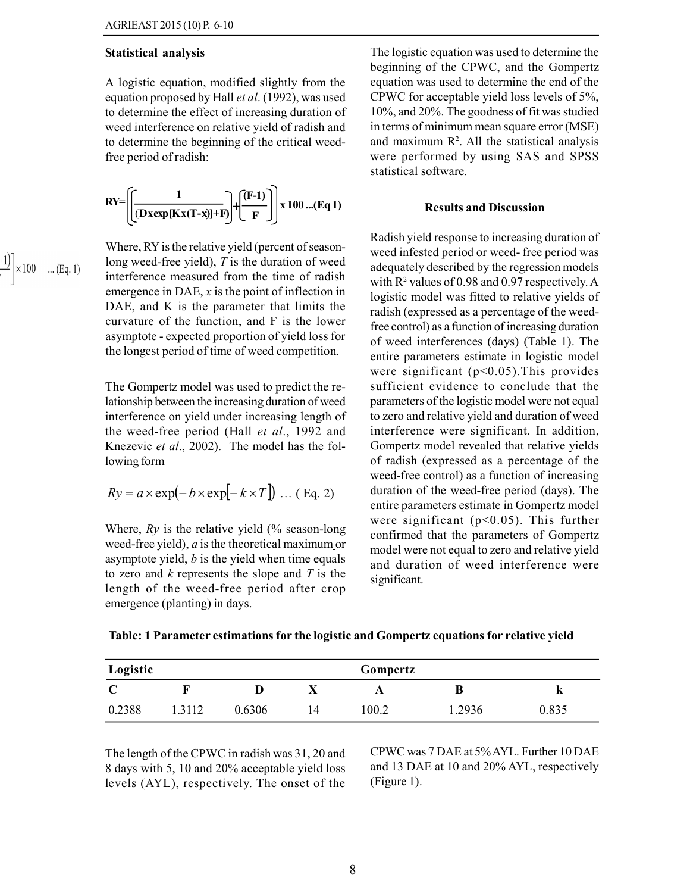### Statistical analysis

A logistic equation, modified slightly from the equation proposed by Hall *et al*. (1992), was used to determine the effect of increasing duration of weed interference on relative yield of radish and to determine the beginning of the critical weed-free period of radish:

$$RY = \left[ \left( \frac{1}{(D \times \exp[K \times (T - x)] + F)} \right) + \left( \frac{(F-1)}{F} \right) \right] \times 100 \quad \text{...(Eq 1)}$$

Where, RY is the relative yield (percent of season-long weed-free yield), *T* is the duration of weed interference measured from the time of radish emergence in DAE, *x* is the point of inflection in DAE, and K is the parameter that limits the curvature of the function, and F is the lower asymptote - expected proportion of yield loss for the longest period of time of weed competition.

The Gompertz model was used to predict the relationship between the increasing duration of weed interference on yield under increasing length of the weed-free period (Hall *et al*., 1992 and Knezevic *et al*., 2002). The model has the following form

$$Ry = a \times \exp(-b \times \exp[-k \times T]) \quad \text{... ( Eq. 2)}$$

Where, *Ry* is the relative yield (% season-long weed-free yield), *a* is the theoretical maximum or asymptote yield, *b* is the yield when time equals to zero and *k* represents the slope and *T* is the length of the weed-free period after crop emergence (planting) in days.

The logistic equation was used to determine the beginning of the CPWC, and the Gompertz equation was used to determine the end of the CPWC for acceptable yield loss levels of 5%, 10%, and 20%. The goodness of fit was studied in terms of minimum mean square error (MSE) and maximum $R^2$. All the statistical analysis were performed by using SAS and SPSS statistical software.

## Results and Discussion

Radish yield response to increasing duration of weed infested period or weed- free period was adequately described by the regression models with $R^2$ values of 0.98 and 0.97 respectively. A logistic model was fitted to relative yields of radish (expressed as a percentage of the weed-free control) as a function of increasing duration of weed interferences (days) (Table 1). The entire parameters estimate in logistic model were significant ($p<0.05$).This provides sufficient evidence to conclude that the parameters of the logistic model were not equal to zero and relative yield and duration of weed interference were significant. In addition, Gompertz model revealed that relative yields of radish (expressed as a percentage of the weed-free control) as a function of increasing duration of the weed-free period (days). The entire parameters estimate in Gompertz model were significant ($p<0.05$). This further confirmed that the parameters of Gompertz model were not equal to zero and relative yield and duration of weed interference were significant.

**Table: 1 Parameter estimations for the logistic and Gompertz equations for relative yield**

| Logistic | | | | Gompertz | | |
|---|---|---|---|---|---|---|
| C | F | D | X | A | B | k |
| 0.2388 | 1.3112 | 0.6306 | 14 | 100.2 | 1.2936 | 0.835 |

The length of the CPWC in radish was 31, 20 and 8 days with 5, 10 and 20% acceptable yield loss levels (AYL), respectively. The onset of the CPWC was 7 DAE at 5% AYL. Further 10 DAE and 13 DAE at 10 and 20% AYL, respectively (Figure 1).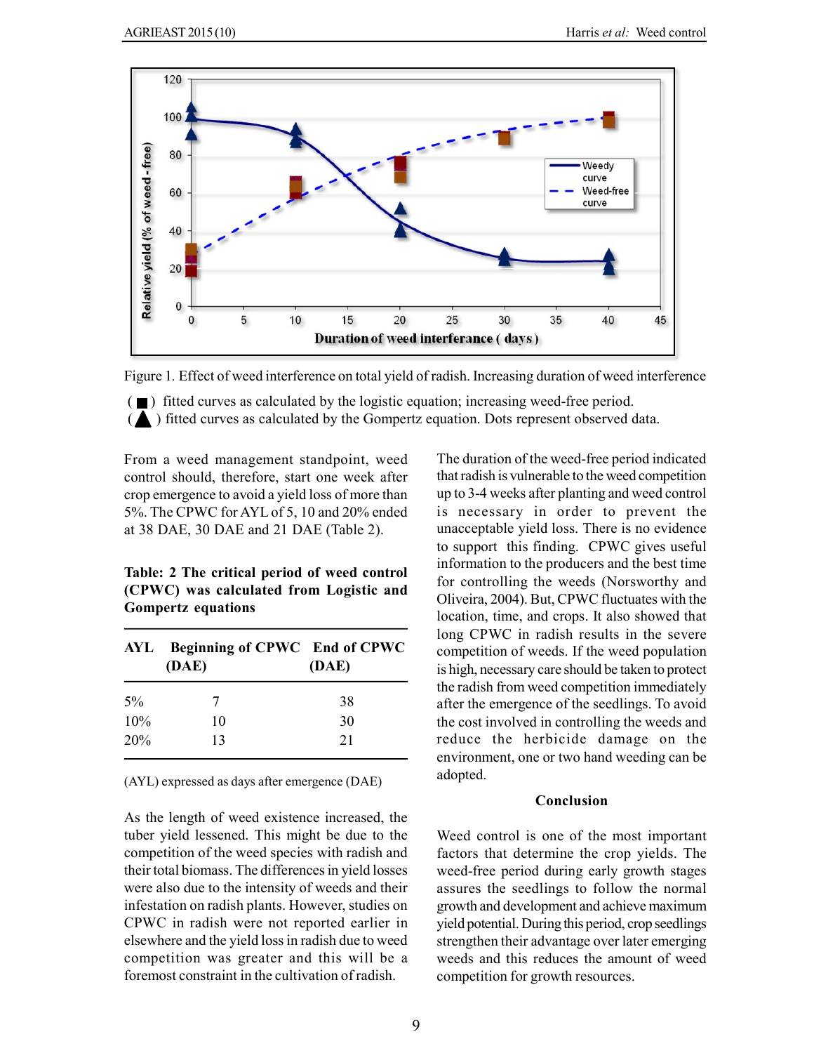Figure 1. Effect of weed interference on total yield of radish. Increasing duration of weed interference (■) fitted curves as calculated by the logistic equation; increasing weed-free period. (▲) fitted curves as calculated by the Gompertz equation. Dots represent observed data.

From a weed management standpoint, weed control should, therefore, start one week after crop emergence to avoid a yield loss of more than 5%. The CPWC for AYL of 5, 10 and 20% ended at 38 DAE, 30 DAE and 21 DAE (Table 2).

**Table: 2 The critical period of weed control (CPWC) was calculated from Logistic and Gompertz equations**

| AYL | Beginning of CPWC (DAE) | End of CPWC (DAE) |
|---|---|---|
| 5% | 7 | 38 |
| 10% | 10 | 30 |
| 20% | 13 | 21 |

(AYL) expressed as days after emergence (DAE)

As the length of weed existence increased, the tuber yield lessened. This might be due to the competition of the weed species with radish and their total biomass. The differences in yield losses were also due to the intensity of weeds and their infestation on radish plants. However, studies on CPWC in radish were not reported earlier in elsewhere and the yield loss in radish due to weed competition was greater and this will be a foremost constraint in the cultivation of radish.

The duration of the weed-free period indicated that radish is vulnerable to the weed competition up to 3-4 weeks after planting and weed control is necessary in order to prevent the unacceptable yield loss. There is no evidence to support this finding. CPWC gives useful information to the producers and the best time for controlling the weeds (Norsworthy and Oliveira, 2004). But, CPWC fluctuates with the location, time, and crops. It also showed that long CPWC in radish results in the severe competition of weeds. If the weed population is high, necessary care should be taken to protect the radish from weed competition immediately after the emergence of the seedlings. To avoid the cost involved in controlling the weeds and reduce the herbicide damage on the environment, one or two hand weeding can be adopted.

## Conclusion

Weed control is one of the most important factors that determine the crop yields. The weed-free period during early growth stages assures the seedlings to follow the normal growth and development and achieve maximum yield potential. During this period, crop seedlings strengthen their advantage over later emerging weeds and this reduces the amount of weed competition for growth resources.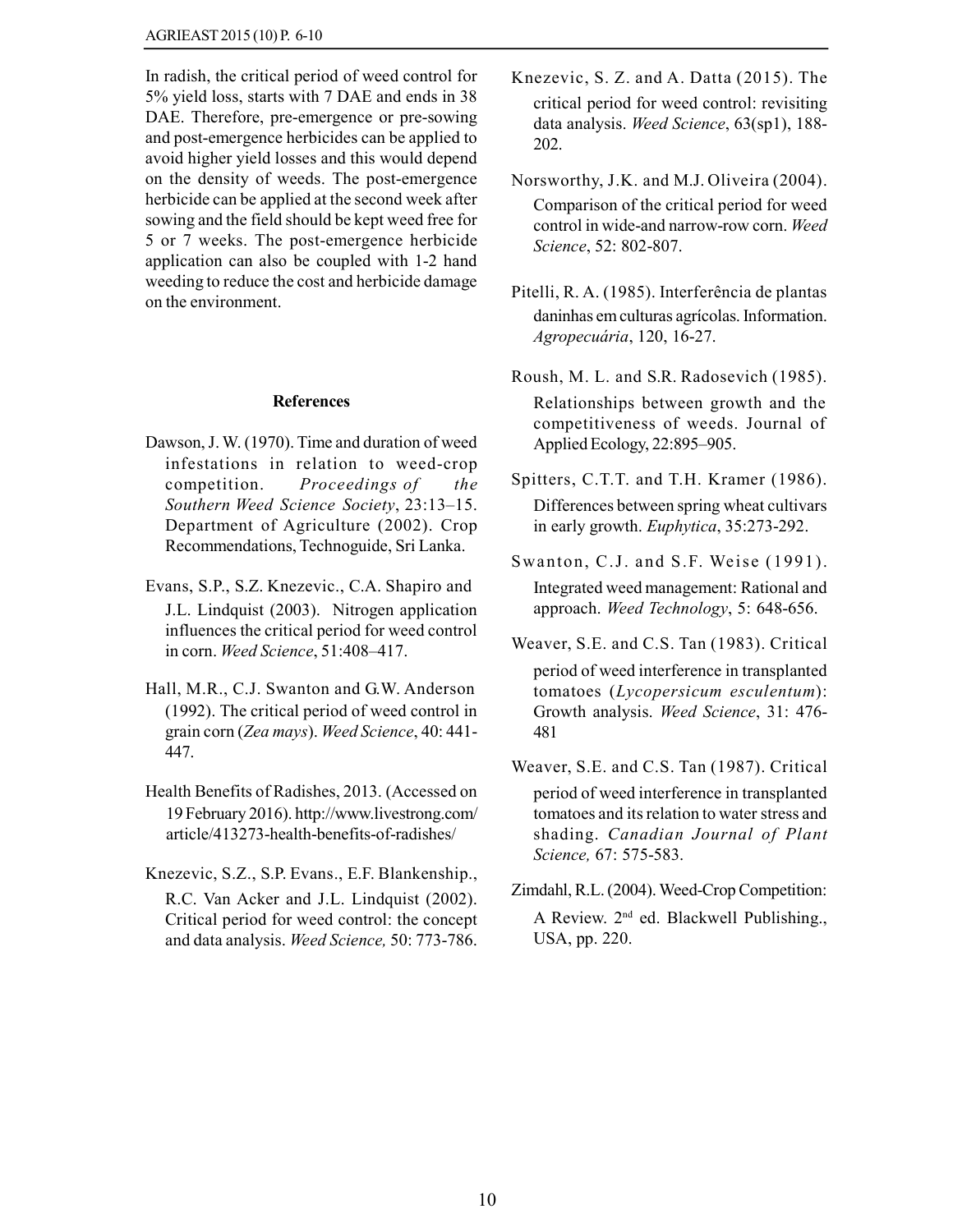In radish, the critical period of weed control for 5% yield loss, starts with 7 DAE and ends in 38 DAE. Therefore, pre-emergence or pre-sowing and post-emergence herbicides can be applied to avoid higher yield losses and this would depend on the density of weeds. The post-emergence herbicide can be applied at the second week after sowing and the field should be kept weed free for 5 or 7 weeks. The post-emergence herbicide application can also be coupled with 1-2 hand weeding to reduce the cost and herbicide damage on the environment.

## References

Dawson, J. W. (1970). Time and duration of weed infestations in relation to weed-crop competition. *Proceedings of the Southern Weed Science Society*, 23:13–15. Department of Agriculture (2002). Crop Recommendations, Technoguide, Sri Lanka.

Evans, S.P., S.Z. Knezevic., C.A. Shapiro and J.L. Lindquist (2003). Nitrogen application influences the critical period for weed control in corn. *Weed Science*, 51:408–417.

Hall, M.R., C.J. Swanton and G.W. Anderson (1992). The critical period of weed control in grain corn (*Zea mays*). *Weed Science*, 40: 441-447.

Health Benefits of Radishes, 2013. (Accessed on 19 February 2016). http://www.livestrong.com/article/413273-health-benefits-of-radishes/

Knezevic, S.Z., S.P. Evans., E.F. Blankenship., R.C. Van Acker and J.L. Lindquist (2002). Critical period for weed control: the concept and data analysis. *Weed Science,* 50: 773-786.

Knezevic, S. Z. and A. Datta (2015). The critical period for weed control: revisiting data analysis. *Weed Science*, 63(sp1), 188-202.

Norsworthy, J.K. and M.J. Oliveira (2004). Comparison of the critical period for weed control in wide-and narrow-row corn. *Weed Science*, 52: 802-807.

Pitelli, R. A. (1985). Interferência de plantas daninhas em culturas agrícolas. Information. *Agropecuária*, 120, 16-27.

Roush, M. L. and S.R. Radosevich (1985). Relationships between growth and the competitiveness of weeds. Journal of Applied Ecology, 22:895–905.

Spitters, C.T.T. and T.H. Kramer (1986). Differences between spring wheat cultivars in early growth. *Euphytica*, 35:273-292.

Swanton, C.J. and S.F. Weise (1991). Integrated weed management: Rational and approach. *Weed Technology*, 5: 648-656.

Weaver, S.E. and C.S. Tan (1983). Critical period of weed interference in transplanted tomatoes (*Lycopersicum esculentum*): Growth analysis. *Weed Science*, 31: 476-481

Weaver, S.E. and C.S. Tan (1987). Critical period of weed interference in transplanted tomatoes and its relation to water stress and shading. *Canadian Journal of Plant Science,* 67: 575-583.

Zimdahl, R.L. (2004). Weed-Crop Competition: A Review. 2nd ed. Blackwell Publishing., USA, pp. 220.